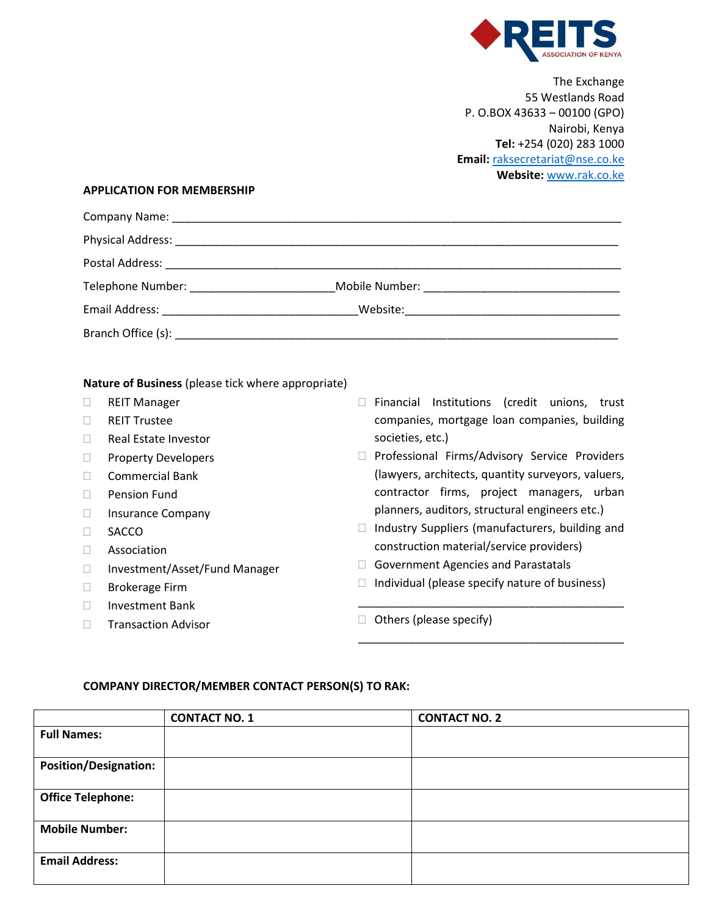**REITS**
ASSOCIATION OF KENYA

The Exchange
55 Westlands Road
P. O.BOX 43633 – 00100 (GPO)
Nairobi, Kenya
**Tel:** +254 (020) 283 1000
**Email:** raksecretariat@nse.co.ke
**Website:** www.rak.co.ke

**APPLICATION FOR MEMBERSHIP**

Company Name: ______________________________________________________________________

Physical Address: ____________________________________________________________________

Postal Address: ______________________________________________________________________

Telephone Number: ______________________ Mobile Number: ______________________________

Email Address: ______________________________ Website: ________________________________

Branch Office (s): ____________________________________________________________________

**Nature of Business** (please tick where appropriate)

- ☐ REIT Manager
- ☐ REIT Trustee
- ☐ Real Estate Investor
- ☐ Property Developers
- ☐ Commercial Bank
- ☐ Pension Fund
- ☐ Insurance Company
- ☐ SACCO
- ☐ Association
- ☐ Investment/Asset/Fund Manager
- ☐ Brokerage Firm
- ☐ Investment Bank
- ☐ Transaction Advisor
- ☐ Financial Institutions (credit unions, trust companies, mortgage loan companies, building societies, etc.)
- ☐ Professional Firms/Advisory Service Providers (lawyers, architects, quantity surveyors, valuers, contractor firms, project managers, urban planners, auditors, structural engineers etc.)
- ☐ Industry Suppliers (manufacturers, building and construction material/service providers)
- ☐ Government Agencies and Parastatals
- ☐ Individual (please specify nature of business)

  ______________________________________________
- ☐ Others (please specify)

  ______________________________________________

**COMPANY DIRECTOR/MEMBER CONTACT PERSON(S) TO RAK:**

| | **CONTACT NO. 1** | **CONTACT NO. 2** |
|---|---|---|
| **Full Names:** | | |
| **Position/Designation:** | | |
| **Office Telephone:** | | |
| **Mobile Number:** | | |
| **Email Address:** | | |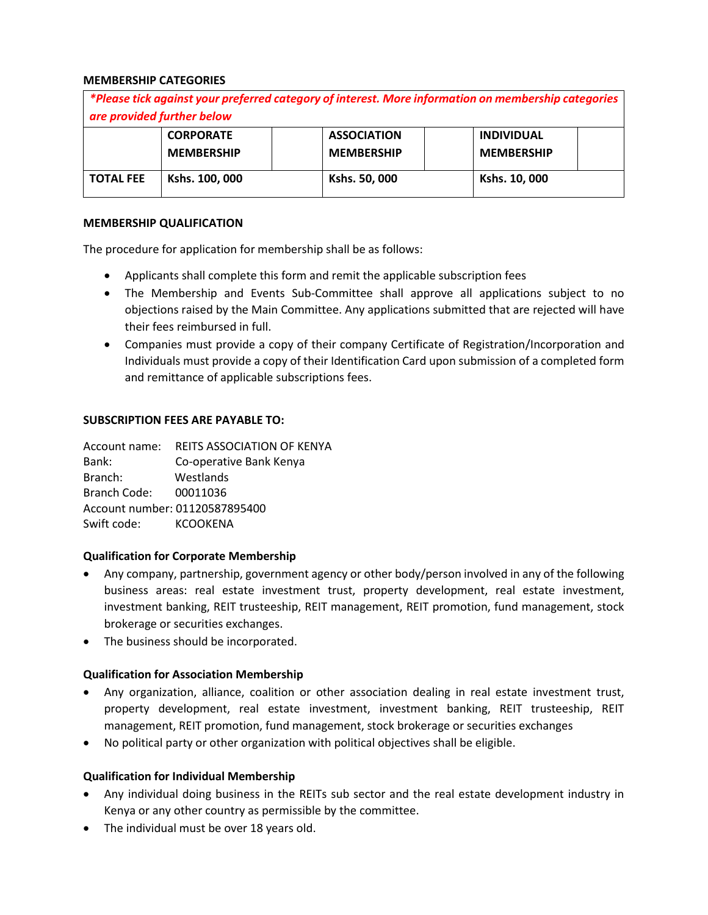**MEMBERSHIP CATEGORIES**

| *\*Please tick against your preferred category of interest. More information on membership categories are provided further below* | | | | | | |
|---|---|---|---|---|---|---|
| | **CORPORATE MEMBERSHIP** | | **ASSOCIATION MEMBERSHIP** | | **INDIVIDUAL MEMBERSHIP** | |
| **TOTAL FEE** | **Kshs. 100, 000** | | **Kshs. 50, 000** | | **Kshs. 10, 000** | |

**MEMBERSHIP QUALIFICATION**

The procedure for application for membership shall be as follows:

- Applicants shall complete this form and remit the applicable subscription fees
- The Membership and Events Sub-Committee shall approve all applications subject to no objections raised by the Main Committee. Any applications submitted that are rejected will have their fees reimbursed in full.
- Companies must provide a copy of their company Certificate of Registration/Incorporation and Individuals must provide a copy of their Identification Card upon submission of a completed form and remittance of applicable subscriptions fees.

**SUBSCRIPTION FEES ARE PAYABLE TO:**

Account name: REITS ASSOCIATION OF KENYA
Bank: Co-operative Bank Kenya
Branch: Westlands
Branch Code: 00011036
Account number: 01120587895400
Swift code: KCOOKENA

**Qualification for Corporate Membership**

- Any company, partnership, government agency or other body/person involved in any of the following business areas: real estate investment trust, property development, real estate investment, investment banking, REIT trusteeship, REIT management, REIT promotion, fund management, stock brokerage or securities exchanges.
- The business should be incorporated.

**Qualification for Association Membership**

- Any organization, alliance, coalition or other association dealing in real estate investment trust, property development, real estate investment, investment banking, REIT trusteeship, REIT management, REIT promotion, fund management, stock brokerage or securities exchanges
- No political party or other organization with political objectives shall be eligible.

**Qualification for Individual Membership**

- Any individual doing business in the REITs sub sector and the real estate development industry in Kenya or any other country as permissible by the committee.
- The individual must be over 18 years old.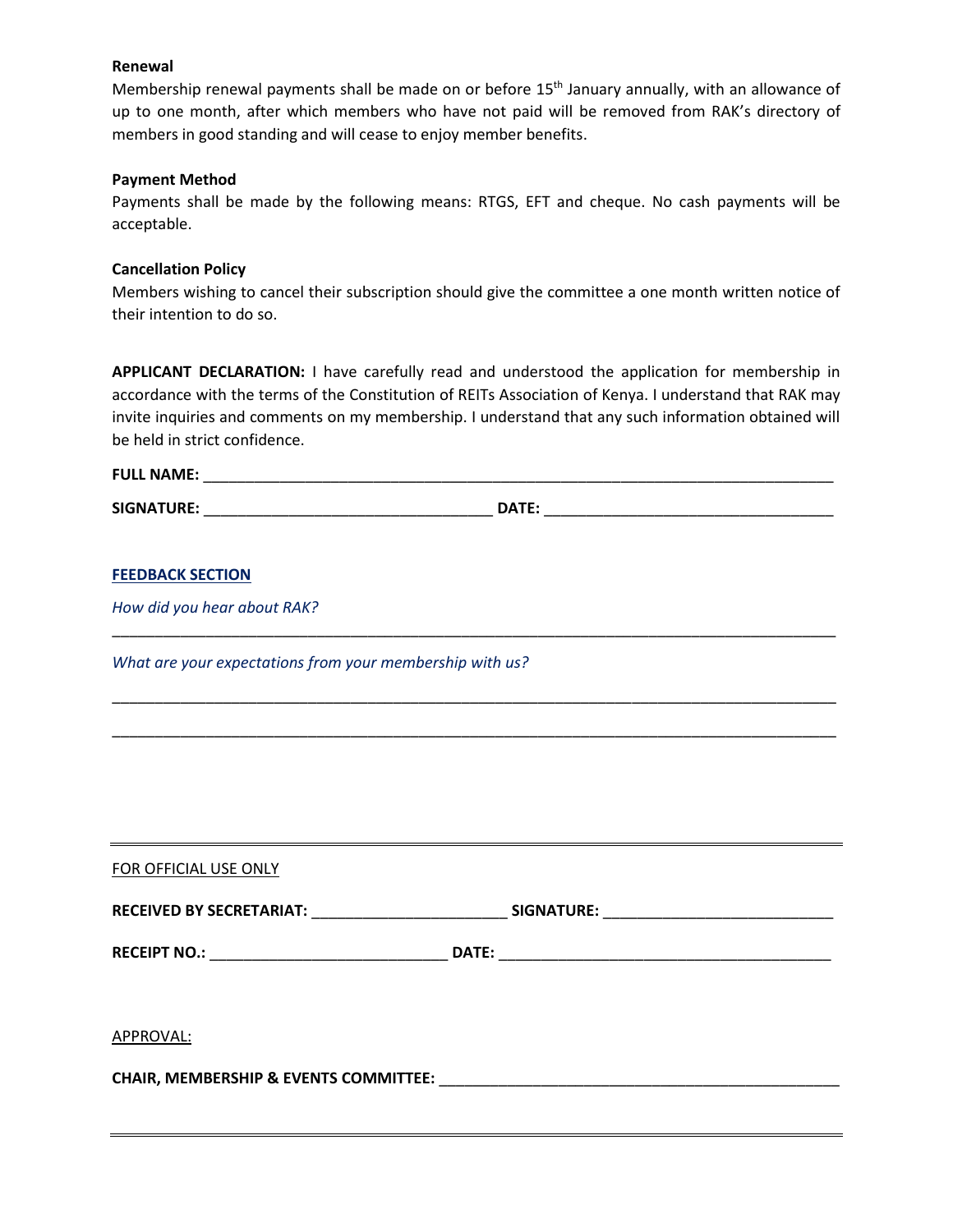**Renewal**

Membership renewal payments shall be made on or before 15th January annually, with an allowance of up to one month, after which members who have not paid will be removed from RAK's directory of members in good standing and will cease to enjoy member benefits.

**Payment Method**

Payments shall be made by the following means: RTGS, EFT and cheque. No cash payments will be acceptable.

**Cancellation Policy**

Members wishing to cancel their subscription should give the committee a one month written notice of their intention to do so.

**APPLICANT DECLARATION:** I have carefully read and understood the application for membership in accordance with the terms of the Constitution of REITs Association of Kenya. I understand that RAK may invite inquiries and comments on my membership. I understand that any such information obtained will be held in strict confidence.

**FULL NAME:** ______________________________________________________________________________

**SIGNATURE:** __________________________________ **DATE:** __________________________________

**FEEDBACK SECTION**

*How did you hear about RAK?*

_________________________________________________________________________________________

*What are your expectations from your membership with us?*

_________________________________________________________________________________________

_________________________________________________________________________________________

---

FOR OFFICIAL USE ONLY

**RECEIVED BY SECRETARIAT:** _______________________ **SIGNATURE:** ___________________________

**RECEIPT NO.:** ____________________________ **DATE:** ________________________________________

APPROVAL:

**CHAIR, MEMBERSHIP & EVENTS COMMITTEE:** _________________________________________________

---